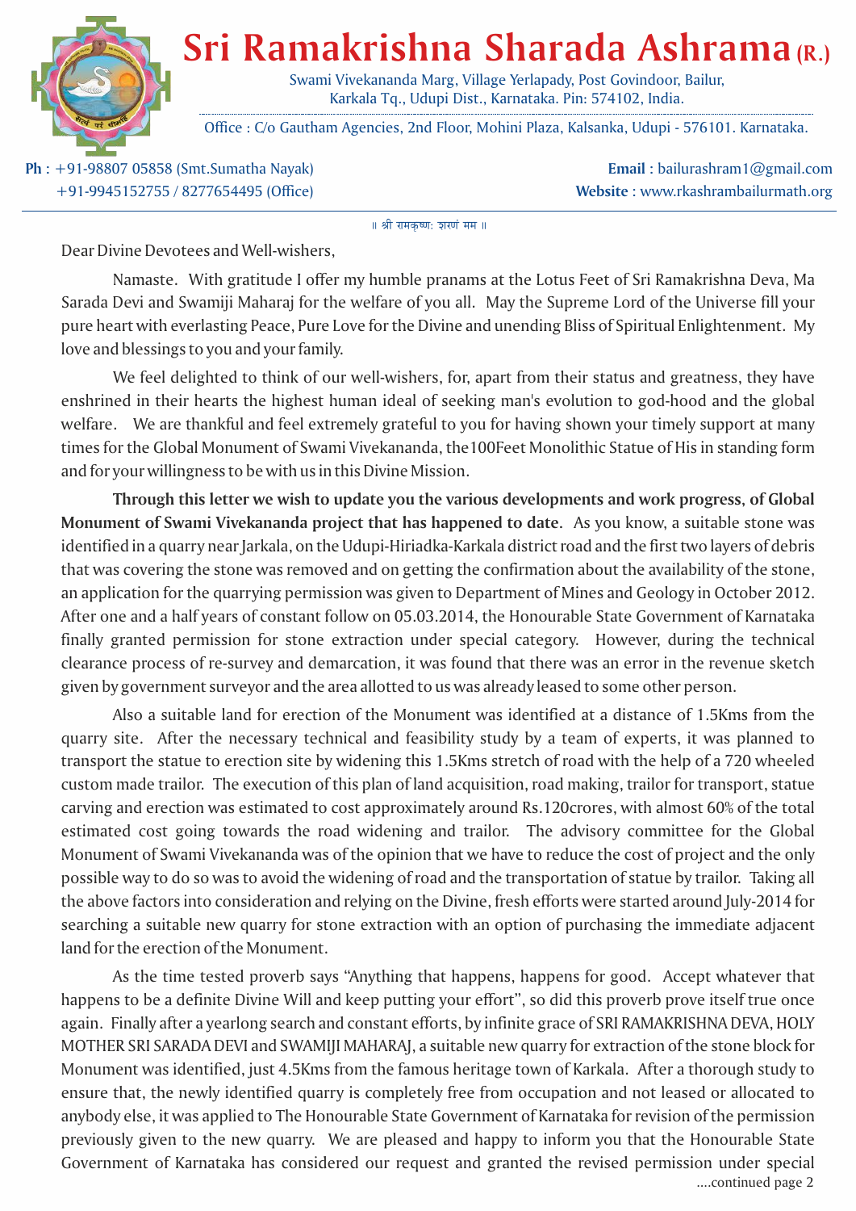# Sri Ramakrishna Sharada Ashrama (R.)

Swami Vivekananda Marg, Village Yerlapady, Post Govindoor, Bailur,
Karkala Tq., Udupi Dist., Karnataka. Pin: 574102, India.

Office : C/o Gautham Agencies, 2nd Floor, Mohini Plaza, Kalsanka, Udupi - 576101. Karnataka.

**Ph** : +91-98807 05858 (Smt.Sumatha Nayak)
+91-9945152755 / 8277654495 (Office)

**Email** : bailurashram1@gmail.com
**Website** : www.rkashrambailurmath.org

॥ श्री रामकृष्ण: शरणं मम ॥

Dear Divine Devotees and Well-wishers,

Namaste. With gratitude I offer my humble pranams at the Lotus Feet of Sri Ramakrishna Deva, Ma Sarada Devi and Swamiji Maharaj for the welfare of you all. May the Supreme Lord of the Universe fill your pure heart with everlasting Peace, Pure Love for the Divine and unending Bliss of Spiritual Enlightenment. My love and blessings to you and your family.

We feel delighted to think of our well-wishers, for, apart from their status and greatness, they have enshrined in their hearts the highest human ideal of seeking man's evolution to god-hood and the global welfare. We are thankful and feel extremely grateful to you for having shown your timely support at many times for the Global Monument of Swami Vivekananda, the100Feet Monolithic Statue of His in standing form and for your willingness to be with us in this Divine Mission.

**Through this letter we wish to update you the various developments and work progress, of Global Monument of Swami Vivekananda project that has happened to date**. As you know, a suitable stone was identified in a quarry near Jarkala, on the Udupi-Hiriadka-Karkala district road and the first two layers of debris that was covering the stone was removed and on getting the confirmation about the availability of the stone, an application for the quarrying permission was given to Department of Mines and Geology in October 2012. After one and a half years of constant follow on 05.03.2014, the Honourable State Government of Karnataka finally granted permission for stone extraction under special category. However, during the technical clearance process of re-survey and demarcation, it was found that there was an error in the revenue sketch given by government surveyor and the area allotted to us was already leased to some other person.

Also a suitable land for erection of the Monument was identified at a distance of 1.5Kms from the quarry site. After the necessary technical and feasibility study by a team of experts, it was planned to transport the statue to erection site by widening this 1.5Kms stretch of road with the help of a 720 wheeled custom made trailor. The execution of this plan of land acquisition, road making, trailor for transport, statue carving and erection was estimated to cost approximately around Rs.120crores, with almost 60% of the total estimated cost going towards the road widening and trailor. The advisory committee for the Global Monument of Swami Vivekananda was of the opinion that we have to reduce the cost of project and the only possible way to do so was to avoid the widening of road and the transportation of statue by trailor. Taking all the above factors into consideration and relying on the Divine, fresh efforts were started around July-2014 for searching a suitable new quarry for stone extraction with an option of purchasing the immediate adjacent land for the erection of the Monument.

As the time tested proverb says "Anything that happens, happens for good. Accept whatever that happens to be a definite Divine Will and keep putting your effort", so did this proverb prove itself true once again. Finally after a yearlong search and constant efforts, by infinite grace of SRI RAMAKRISHNA DEVA, HOLY MOTHER SRI SARADA DEVI and SWAMIJI MAHARAJ, a suitable new quarry for extraction of the stone block for Monument was identified, just 4.5Kms from the famous heritage town of Karkala. After a thorough study to ensure that, the newly identified quarry is completely free from occupation and not leased or allocated to anybody else, it was applied to The Honourable State Government of Karnataka for revision of the permission previously given to the new quarry. We are pleased and happy to inform you that the Honourable State Government of Karnataka has considered our request and granted the revised permission under special

....continued page 2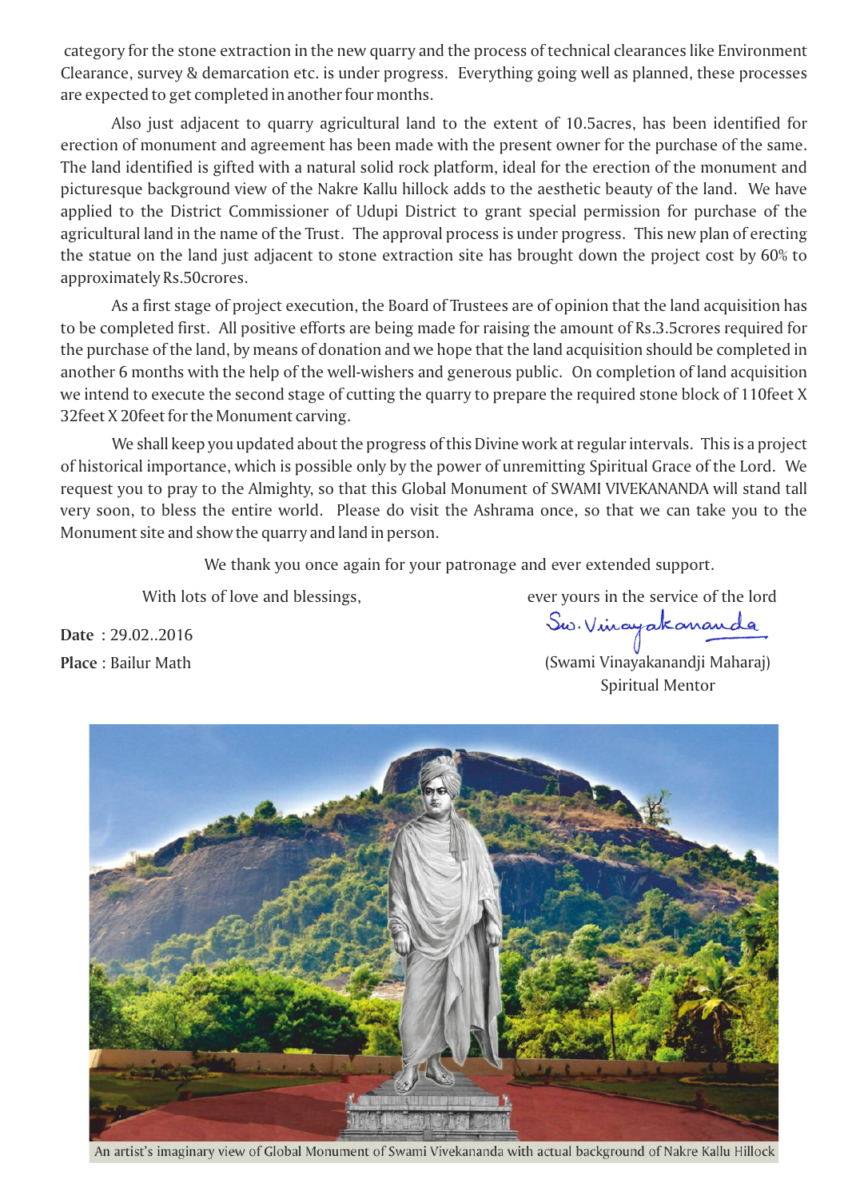category for the stone extraction in the new quarry and the process of technical clearances like Environment Clearance, survey & demarcation etc. is under progress. Everything going well as planned, these processes are expected to get completed in another four months.

Also just adjacent to quarry agricultural land to the extent of 10.5acres, has been identified for erection of monument and agreement has been made with the present owner for the purchase of the same. The land identified is gifted with a natural solid rock platform, ideal for the erection of the monument and picturesque background view of the Nakre Kallu hillock adds to the aesthetic beauty of the land. We have applied to the District Commissioner of Udupi District to grant special permission for purchase of the agricultural land in the name of the Trust. The approval process is under progress. This new plan of erecting the statue on the land just adjacent to stone extraction site has brought down the project cost by 60% to approximately Rs.50crores.

As a first stage of project execution, the Board of Trustees are of opinion that the land acquisition has to be completed first. All positive efforts are being made for raising the amount of Rs.3.5crores required for the purchase of the land, by means of donation and we hope that the land acquisition should be completed in another 6 months with the help of the well-wishers and generous public. On completion of land acquisition we intend to execute the second stage of cutting the quarry to prepare the required stone block of 110feet X 32feet X 20feet for the Monument carving.

We shall keep you updated about the progress of this Divine work at regular intervals. This is a project of historical importance, which is possible only by the power of unremitting Spiritual Grace of the Lord. We request you to pray to the Almighty, so that this Global Monument of SWAMI VIVEKANANDA will stand tall very soon, to bless the entire world. Please do visit the Ashrama once, so that we can take you to the Monument site and show the quarry and land in person.

We thank you once again for your patronage and ever extended support.

With lots of love and blessings,

ever yours in the service of the lord

Sw. Vinayakananda

**Date** : 29.02..2016

**Place** : Bailur Math

(Swami Vinayakanandji Maharaj)
Spiritual Mentor

An artist's imaginary view of Global Monument of Swami Vivekananda with actual background of Nakre Kallu Hillock